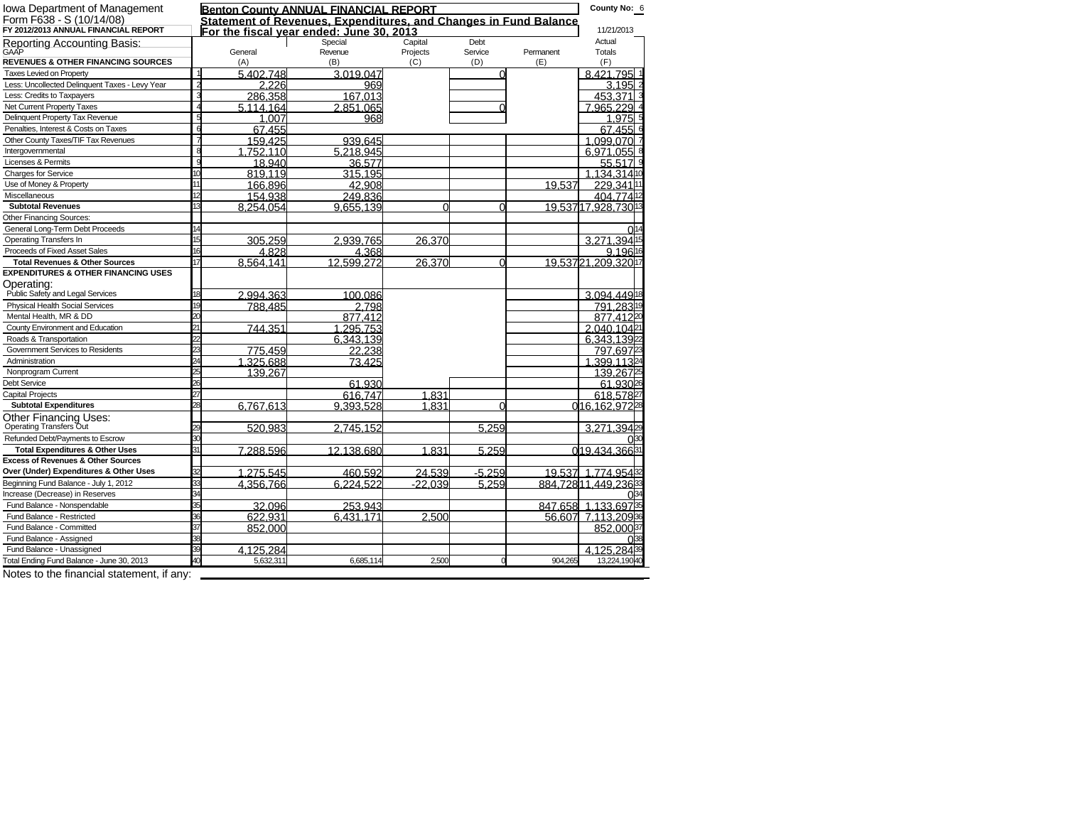Iowa Department of Management
Form F638 - S (10/14/08)
**FY 2012/2013 ANNUAL FINANCIAL REPORT**

**Benton County ANNUAL FINANCIAL REPORT**

**Statement of Revenues, Expenditures, and Changes in Fund Balance**

**For the fiscal year ended: June 30, 2013**

**County No:** 6

11/21/2013

Reporting Accounting Basis: GAAP

| | | General (A) | Special Revenue (B) | Capital Projects (C) | Debt Service (D) | Permanent (E) | Actual Totals (F) | |
|---|---|---|---|---|---|---|---|---|
| **REVENUES & OTHER FINANCING SOURCES** | | | | | | | | |
| Taxes Levied on Property | 1 | 5,402,748 | 3,019,047 | | 0 | | 8,421,795 | 1 |
| Less: Uncollected Delinquent Taxes - Levy Year | 2 | 2,226 | 969 | | | | 3,195 | 2 |
| Less: Credits to Taxpayers | 3 | 286,358 | 167,013 | | | | 453,371 | 3 |
| Net Current Property Taxes | 4 | 5,114,164 | 2,851,065 | | 0 | | 7,965,229 | 4 |
| Delinquent Property Tax Revenue | 5 | 1,007 | 968 | | | | 1,975 | 5 |
| Penalties, Interest & Costs on Taxes | 6 | 67,455 | | | | | 67,455 | 6 |
| Other County Taxes/TIF Tax Revenues | 7 | 159,425 | 939,645 | | | | 1,099,070 | 7 |
| Intergovernmental | 8 | 1,752,110 | 5,218,945 | | | | 6,971,055 | 8 |
| Licenses & Permits | 9 | 18,940 | 36,577 | | | | 55,517 | 9 |
| Charges for Service | 10 | 819,119 | 315,195 | | | | 1,134,314 | 10 |
| Use of Money & Property | 11 | 166,896 | 42,908 | | | 19,537 | 229,341 | 11 |
| Miscellaneous | 12 | 154,938 | 249,836 | | | | 404,774 | 12 |
| **Subtotal Revenues** | 13 | 8,254,054 | 9,655,139 | 0 | 0 | 19,537 | 17,928,730 | 13 |
| Other Financing Sources: | | | | | | | | |
| General Long-Term Debt Proceeds | 14 | | | | | | 0 | 14 |
| Operating Transfers In | 15 | 305,259 | 2,939,765 | 26,370 | | | 3,271,394 | 15 |
| Proceeds of Fixed Asset Sales | 16 | 4,828 | 4,368 | | | | 9,196 | 16 |
| **Total Revenues & Other Sources** | 17 | 8,564,141 | 12,599,272 | 26,370 | 0 | 19,537 | 21,209,320 | 17 |
| **EXPENDITURES & OTHER FINANCING USES** | | | | | | | | |
| Operating: | | | | | | | | |
| Public Safety and Legal Services | 18 | 2,994,363 | 100,086 | | | | 3,094,449 | 18 |
| Physical Health Social Services | 19 | 788,485 | 2,798 | | | | 791,283 | 19 |
| Mental Health, MR & DD | 20 | | 877,412 | | | | 877,412 | 20 |
| County Environment and Education | 21 | 744,351 | 1,295,753 | | | | 2,040,104 | 21 |
| Roads & Transportation | 22 | | 6,343,139 | | | | 6,343,139 | 22 |
| Government Services to Residents | 23 | 775,459 | 22,238 | | | | 797,697 | 23 |
| Administration | 24 | 1,325,688 | 73,425 | | | | 1,399,113 | 24 |
| Nonprogram Current | 25 | 139,267 | | | | | 139,267 | 25 |
| Debt Service | 26 | | 61,930 | | | | 61,930 | 26 |
| Capital Projects | 27 | | 616,747 | 1,831 | | | 618,578 | 27 |
| **Subtotal Expenditures** | 28 | 6,767,613 | 9,393,528 | 1,831 | 0 | 0 | 16,162,972 | 28 |
| Other Financing Uses: | | | | | | | | |
| Operating Transfers Out | 29 | 520,983 | 2,745,152 | | 5,259 | | 3,271,394 | 29 |
| Refunded Debt/Payments to Escrow | 30 | | | | | | 0 | 30 |
| **Total Expenditures & Other Uses** | 31 | 7,288,596 | 12,138,680 | 1,831 | 5,259 | 0 | 19,434,366 | 31 |
| **Excess of Revenues & Other Sources Over (Under) Expenditures & Other Uses** | 32 | 1,275,545 | 460,592 | 24,539 | -5,259 | 19,537 | 1,774,954 | 32 |
| Beginning Fund Balance - July 1, 2012 | 33 | 4,356,766 | 6,224,522 | -22,039 | 5,259 | 884,728 | 11,449,236 | 33 |
| Increase (Decrease) in Reserves | 34 | | | | | | 0 | 34 |
| Fund Balance - Nonspendable | 35 | 32,096 | 253,943 | | | 847,658 | 1,133,697 | 35 |
| Fund Balance - Restricted | 36 | 622,931 | 6,431,171 | 2,500 | | 56,607 | 7,113,209 | 36 |
| Fund Balance - Committed | 37 | 852,000 | | | | | 852,000 | 37 |
| Fund Balance - Assigned | 38 | | | | | | 0 | 38 |
| Fund Balance - Unassigned | 39 | 4,125,284 | | | | | 4,125,284 | 39 |
| Total Ending Fund Balance - June 30, 2013 | 40 | 5,632,311 | 6,685,114 | 2,500 | 0 | 904,265 | 13,224,190 | 40 |

Notes to the financial statement, if any: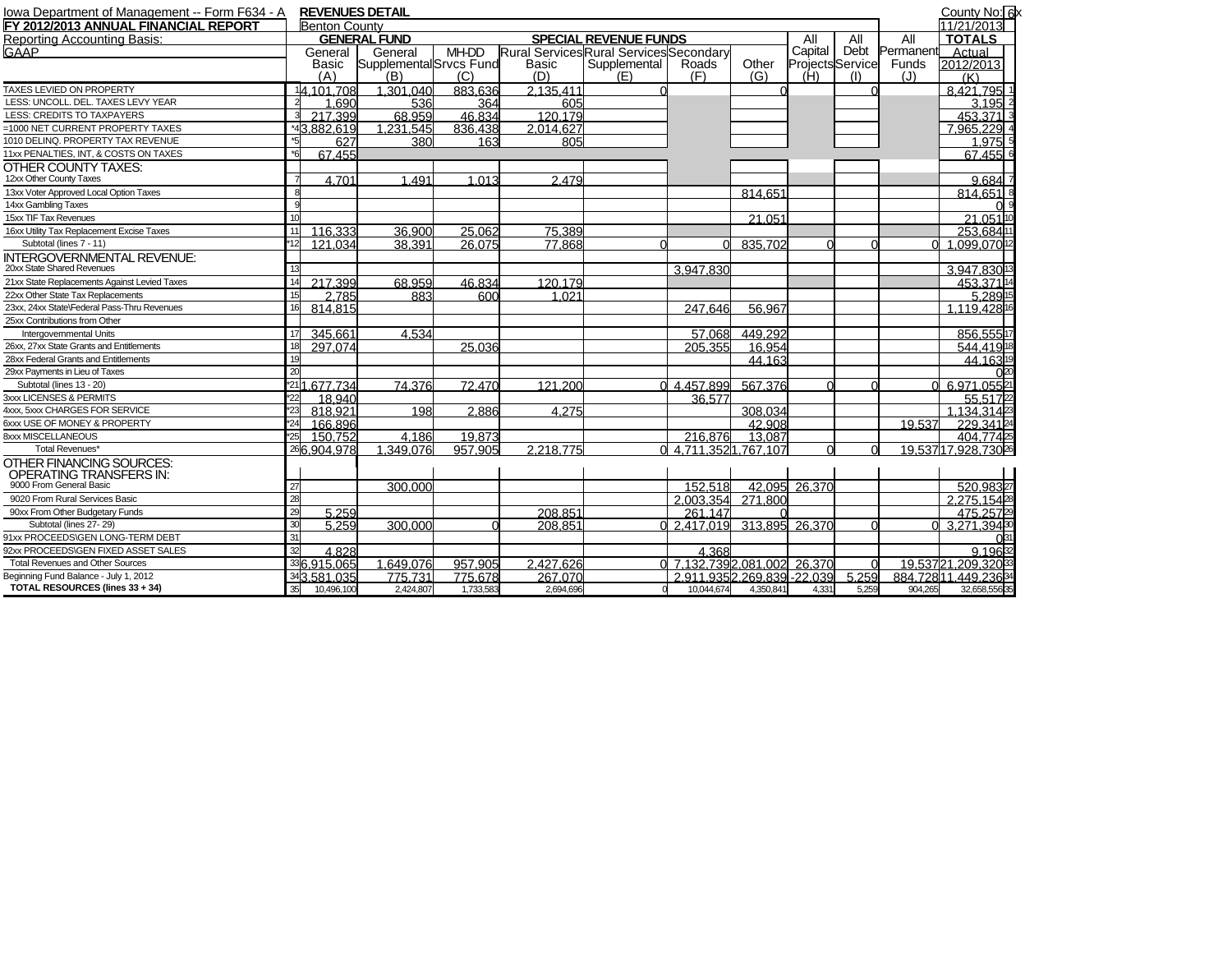Iowa Department of Management -- Form F634 - A **REVENUES DETAIL** County No: 6

**FY 2012/2013 ANNUAL FINANCIAL REPORT** Benton County 11/21/2013

Reporting Accounting Basis: GAAP

| | Line | GENERAL FUND General Basic (A) | General Supplemental (B) | MH-DD Srvcs Fund (C) | SPECIAL REVENUE FUNDS Rural Services Basic (D) | Rural Services Supplemental (E) | Secondary Roads (F) | Other (G) | All Capital Projects (H) | All Debt Service (I) | All Permanent Funds (J) | TOTALS Actual 2012/2013 (K) | Line |
|---|---|---|---|---|---|---|---|---|---|---|---|---|---|
| TAXES LEVIED ON PROPERTY | 1 | 4,101,708 | 1,301,040 | 883,636 | 2,135,411 | 0 | | 0 | | 0 | | 8,421,795 | 1 |
| LESS: UNCOLL. DEL. TAXES LEVY YEAR | 2 | 1,690 | 536 | 364 | 605 | | | | | | | 3,195 | 2 |
| LESS: CREDITS TO TAXPAYERS | 3 | 217,399 | 68,959 | 46,834 | 120,179 | | | | | | | 453,371 | 3 |
| =1000 NET CURRENT PROPERTY TAXES | *4 | 3,882,619 | 1,231,545 | 836,438 | 2,014,627 | | | | | | | 7,965,229 | 4 |
| 1010 DELINQ. PROPERTY TAX REVENUE | *5 | 627 | 380 | 163 | 805 | | | | | | | 1,975 | 5 |
| 11xx PENALTIES, INT, & COSTS ON TAXES | *6 | 67,455 | | | | | | | | | | 67,455 | 6 |
| OTHER COUNTY TAXES: | | | | | | | | | | | | | |
| 12xx Other County Taxes | 7 | 4,701 | 1,491 | 1,013 | 2,479 | | | | | | | 9,684 | 7 |
| 13xx Voter Approved Local Option Taxes | 8 | | | | | | | 814,651 | | | | 814,651 | 8 |
| 14xx Gambling Taxes | 9 | | | | | | | | | | | 0 | 9 |
| 15xx TIF Tax Revenues | 10 | | | | | | | 21,051 | | | | 21,051 | 10 |
| 16xx Utility Tax Replacement Excise Taxes | 11 | 116,333 | 36,900 | 25,062 | 75,389 | | | | | | | 253,684 | 11 |
| Subtotal (lines 7 - 11) | *12 | 121,034 | 38,391 | 26,075 | 77,868 | 0 | 0 | 835,702 | 0 | 0 | 0 | 1,099,070 | 12 |
| INTERGOVERNMENTAL REVENUE: | | | | | | | | | | | | | |
| 20xx State Shared Revenues | 13 | | | | | | 3,947,830 | | | | | 3,947,830 | 13 |
| 21xx State Replacements Against Levied Taxes | 14 | 217,399 | 68,959 | 46,834 | 120,179 | | | | | | | 453,371 | 14 |
| 22xx Other State Tax Replacements | 15 | 2,785 | 883 | 600 | 1,021 | | | | | | | 5,289 | 15 |
| 23xx, 24xx State\Federal Pass-Thru Revenues | 16 | 814,815 | | | | | 247,646 | 56,967 | | | | 1,119,428 | 16 |
| 25xx Contributions from Other Intergovernmental Units | 17 | 345,661 | 4,534 | | | | 57,068 | 449,292 | | | | 856,555 | 17 |
| 26xx, 27xx State Grants and Entitlements | 18 | 297,074 | | 25,036 | | | 205,355 | 16,954 | | | | 544,419 | 18 |
| 28xx Federal Grants and Entitlements | 19 | | | | | | | 44,163 | | | | 44,163 | 19 |
| 29xx Payments in Lieu of Taxes | 20 | | | | | | | | | | | 0 | 20 |
| Subtotal (lines 13 - 20) | *21 | 1,677,734 | 74,376 | 72,470 | 121,200 | 0 | 4,457,899 | 567,376 | 0 | 0 | 0 | 6,971,055 | 21 |
| 3xxx LICENSES & PERMITS | *22 | 18,940 | | | | | 36,577 | | | | | 55,517 | 22 |
| 4xxx, 5xxx CHARGES FOR SERVICE | *23 | 818,921 | 198 | 2,886 | 4,275 | | | 308,034 | | | | 1,134,314 | 23 |
| 6xxx USE OF MONEY & PROPERTY | *24 | 166,896 | | | | | | 42,908 | | | 19,537 | 229,341 | 24 |
| 8xxx MISCELLANEOUS | *25 | 150,752 | 4,186 | 19,873 | | | 216,876 | 13,087 | | | | 404,774 | 25 |
| Total Revenues* | 26 | 6,904,978 | 1,349,076 | 957,905 | 2,218,775 | 0 | 4,711,352 | 1,767,107 | 0 | 0 | 19,537 | 17,928,730 | 26 |
| OTHER FINANCING SOURCES: OPERATING TRANSFERS IN: | | | | | | | | | | | | | |
| 9000 From General Basic | 27 | | 300,000 | | | | 152,518 | 42,095 | 26,370 | | | 520,983 | 27 |
| 9020 From Rural Services Basic | 28 | | | | | | 2,003,354 | 271,800 | | | | 2,275,154 | 28 |
| 90xx From Other Budgetary Funds | 29 | 5,259 | | | 208,851 | | 261,147 | 0 | | | | 475,257 | 29 |
| Subtotal (lines 27- 29) | 30 | 5,259 | 300,000 | 0 | 208,851 | 0 | 2,417,019 | 313,895 | 26,370 | 0 | 0 | 3,271,394 | 30 |
| 91xx PROCEEDS\GEN LONG-TERM DEBT | 31 | | | | | | | | | | | 0 | 31 |
| 92xx PROCEEDS\GEN FIXED ASSET SALES | 32 | 4,828 | | | | | 4,368 | | | | | 9,196 | 32 |
| Total Revenues and Other Sources | 33 | 6,915,065 | 1,649,076 | 957,905 | 2,427,626 | 0 | 7,132,739 | 2,081,002 | 26,370 | 0 | 19,537 | 21,209,320 | 33 |
| Beginning Fund Balance - July 1, 2012 | 34 | 3,581,035 | 775,731 | 775,678 | 267,070 | | 2,911,935 | 2,269,839 | -22,039 | 5,259 | 884,728 | 11,449,236 | 34 |
| **TOTAL RESOURCES (lines 33 + 34)** | 35 | 10,496,100 | 2,424,807 | 1,733,583 | 2,694,696 | 0 | 10,044,674 | 4,350,841 | 4,331 | 5,259 | 904,265 | 32,658,556 | 35 |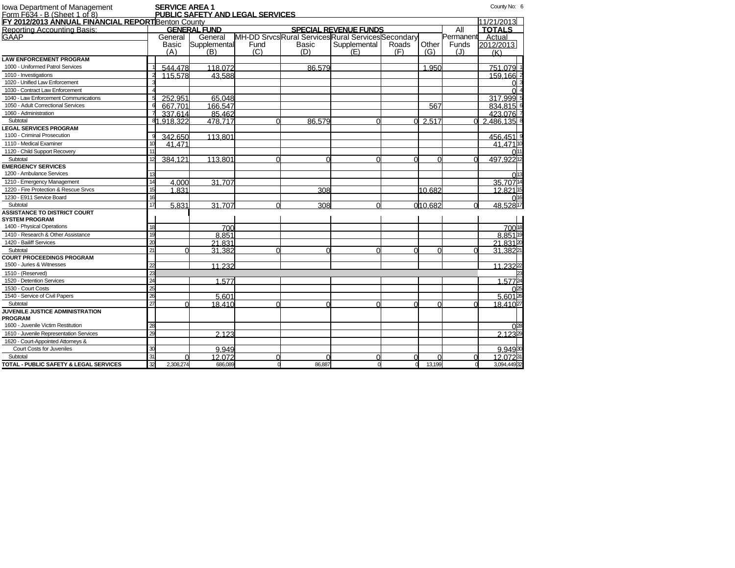Iowa Department of Management
Form F634 - B (Sheet 1 of 8)

**SERVICE AREA 1**
**PUBLIC SAFETY AND LEGAL SERVICES**

County No: 6

**FY 2012/2013 ANNUAL FINANCIAL REPORT** Benton County 11/21/2013

Reporting Accounting Basis: GAAP

| | | GENERAL FUND | | SPECIAL REVENUE FUNDS | | | | | All | TOTALS | |
|---|---|---|---|---|---|---|---|---|---|---|---|
| | | General Basic (A) | General Supplemental (B) | MH-DD Srvcs Fund (C) | Rural Services Basic (D) | Rural Services Supplemental (E) | Secondary Roads (F) | Other (G) | Permanent Funds (J) | Actual 2012/2013 (K) | |
| **LAW ENFORCEMENT PROGRAM** | | | | | | | | | | | |
| 1000 - Uniformed Patrol Services | 1 | 544,478 | 118,072 | | 86,579 | | | 1,950 | | 751,079 | 1 |
| 1010 - Investigations | 2 | 115,578 | 43,588 | | | | | | | 159,166 | 2 |
| 1020 - Unified Law Enforcement | 3 | | | | | | | | | 0 | 3 |
| 1030 - Contract Law Enforcement | 4 | | | | | | | | | 0 | 4 |
| 1040 - Law Enforcement Communications | 5 | 252,951 | 65,048 | | | | | | | 317,999 | 5 |
| 1050 - Adult Correctional Services | 6 | 667,701 | 166,547 | | | | | 567 | | 834,815 | 6 |
| 1060 - Administration | 7 | 337,614 | 85,462 | | | | | | | 423,076 | 7 |
| Subtotal | 8 | 1,918,322 | 478,717 | 0 | 86,579 | 0 | 0 | 2,517 | 0 | 2,486,135 | 8 |
| **LEGAL SERVICES PROGRAM** | | | | | | | | | | | |
| 1100 - Criminal Prosecution | 9 | 342,650 | 113,801 | | | | | | | 456,451 | 9 |
| 1110 - Medical Examiner | 10 | 41,471 | | | | | | | | 41,471 | 10 |
| 1120 - Child Support Recovery | 11 | | | | | | | | | 0 | 11 |
| Subtotal | 12 | 384,121 | 113,801 | 0 | 0 | 0 | 0 | 0 | 0 | 497,922 | 12 |
| **EMERGENCY SERVICES** | | | | | | | | | | | |
| 1200 - Ambulance Services | 13 | | | | | | | | | 0 | 13 |
| 1210 - Emergency Management | 14 | 4,000 | 31,707 | | | | | | | 35,707 | 14 |
| 1220 - Fire Protection & Rescue Srvcs | 15 | 1,831 | | | 308 | | | 10,682 | | 12,821 | 15 |
| 1230 - E911 Service Board | 16 | | | | | | | | | 0 | 16 |
| Subtotal | 17 | 5,831 | 31,707 | 0 | 308 | 0 | 0 | 10,682 | 0 | 48,528 | 17 |
| **ASSISTANCE TO DISTRICT COURT SYSTEM PROGRAM** | | | | | | | | | | | |
| 1400 - Physical Operations | 18 | | 700 | | | | | | | 700 | 18 |
| 1410 - Research & Other Assistance | 19 | | 8,851 | | | | | | | 8,851 | 19 |
| 1420 - Bailiff Services | 20 | | 21,831 | | | | | | | 21,831 | 20 |
| Subtotal | 21 | 0 | 31,382 | 0 | 0 | 0 | 0 | 0 | 0 | 31,382 | 21 |
| **COURT PROCEEDINGS PROGRAM** | | | | | | | | | | | |
| 1500 - Juries & Witnesses | 22 | | 11,232 | | | | | | | 11,232 | 22 |
| 1510 - (Reserved) | 23 | | | | | | | | | | 23 |
| 1520 - Detention Services | 24 | | 1,577 | | | | | | | 1,577 | 24 |
| 1530 - Court Costs | 25 | | | | | | | | | 0 | 25 |
| 1540 - Service of Civil Papers | 26 | | 5,601 | | | | | | | 5,601 | 26 |
| Subtotal | 27 | 0 | 18,410 | 0 | 0 | 0 | 0 | 0 | 0 | 18,410 | 27 |
| **JUVENILE JUSTICE ADMINISTRATION PROGRAM** | | | | | | | | | | | |
| 1600 - Juvenile Victim Restitution | 28 | | | | | | | | | 0 | 28 |
| 1610 - Juvenile Representation Services | 29 | | 2,123 | | | | | | | 2,123 | 29 |
| 1620 - Court-Appointed Attorneys & Court Costs for Juveniles | 30 | | 9,949 | | | | | | | 9,949 | 30 |
| Subtotal | 31 | 0 | 12,072 | 0 | 0 | 0 | 0 | 0 | 0 | 12,072 | 31 |
| **TOTAL - PUBLIC SAFETY & LEGAL SERVICES** | 32 | 2,308,274 | 686,089 | 0 | 86,887 | 0 | 0 | 13,199 | 0 | 3,094,449 | 32 |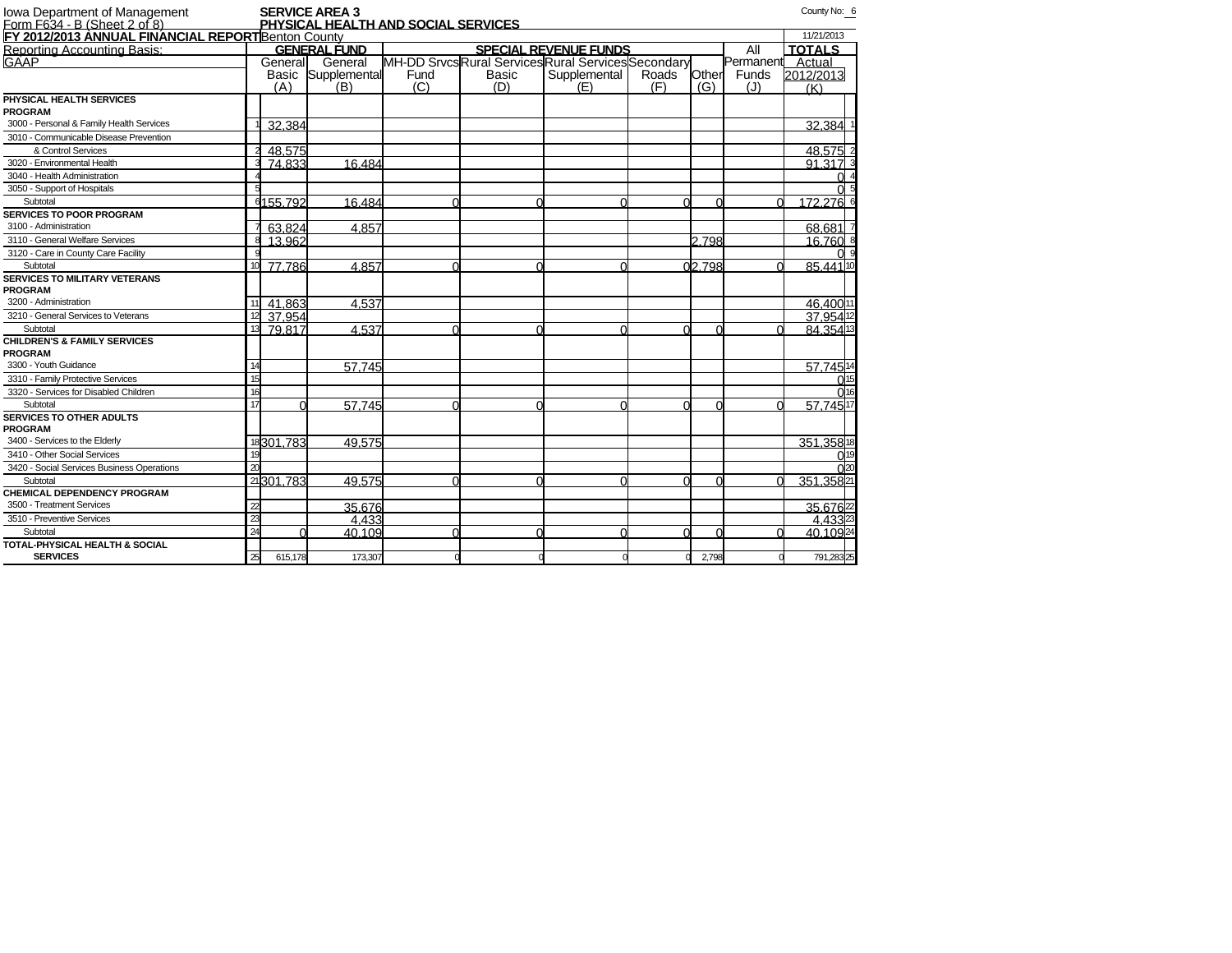Iowa Department of Management
Form F634 - B (Sheet 2 of 8)

**SERVICE AREA 3**
**PHYSICAL HEALTH AND SOCIAL SERVICES**

**FY 2012/2013 ANNUAL FINANCIAL REPORT** Benton County

County No: 6

11/21/2013

Reporting Accounting Basis: GAAP

| | Line | GENERAL FUND General Basic (A) | General Supplemental (B) | SPECIAL REVENUE FUNDS MH-DD Srvcs Fund (C) | Rural Services Basic (D) | Rural Services Supplemental (E) | Secondary Roads (F) | Other (G) | All Permanent Funds (J) | TOTALS Actual 2012/2013 (K) | Line |
|---|---|---|---|---|---|---|---|---|---|---|---|
| **PHYSICAL HEALTH SERVICES PROGRAM** | | | | | | | | | | | |
| 3000 - Personal & Family Health Services | 1 | 32,384 | | | | | | | | 32,384 | 1 |
| 3010 - Communicable Disease Prevention & Control Services | 2 | 48,575 | | | | | | | | 48,575 | 2 |
| 3020 - Environmental Health | 3 | 74,833 | 16,484 | | | | | | | 91,317 | 3 |
| 3040 - Health Administration | 4 | | | | | | | | | 0 | 4 |
| 3050 - Support of Hospitals | 5 | | | | | | | | | 0 | 5 |
| Subtotal | 6 | 155,792 | 16,484 | 0 | 0 | 0 | 0 | 0 | 0 | 172,276 | 6 |
| **SERVICES TO POOR PROGRAM** | | | | | | | | | | | |
| 3100 - Administration | 7 | 63,824 | 4,857 | | | | | | | 68,681 | 7 |
| 3110 - General Welfare Services | 8 | 13,962 | | | | | | 2,798 | | 16,760 | 8 |
| 3120 - Care in County Care Facility | 9 | | | | | | | | | 0 | 9 |
| Subtotal | 10 | 77,786 | 4,857 | 0 | 0 | 0 | 0 | 2,798 | 0 | 85,441 | 10 |
| **SERVICES TO MILITARY VETERANS PROGRAM** | | | | | | | | | | | |
| 3200 - Administration | 11 | 41,863 | 4,537 | | | | | | | 46,400 | 11 |
| 3210 - General Services to Veterans | 12 | 37,954 | | | | | | | | 37,954 | 12 |
| Subtotal | 13 | 79,817 | 4,537 | 0 | 0 | 0 | 0 | 0 | 0 | 84,354 | 13 |
| **CHILDREN'S & FAMILY SERVICES PROGRAM** | | | | | | | | | | | |
| 3300 - Youth Guidance | 14 | | 57,745 | | | | | | | 57,745 | 14 |
| 3310 - Family Protective Services | 15 | | | | | | | | | 0 | 15 |
| 3320 - Services for Disabled Children | 16 | | | | | | | | | 0 | 16 |
| Subtotal | 17 | 0 | 57,745 | 0 | 0 | 0 | 0 | 0 | 0 | 57,745 | 17 |
| **SERVICES TO OTHER ADULTS PROGRAM** | | | | | | | | | | | |
| 3400 - Services to the Elderly | 18 | 301,783 | 49,575 | | | | | | | 351,358 | 18 |
| 3410 - Other Social Services | 19 | | | | | | | | | 0 | 19 |
| 3420 - Social Services Business Operations | 20 | | | | | | | | | 0 | 20 |
| Subtotal | 21 | 301,783 | 49,575 | 0 | 0 | 0 | 0 | 0 | 0 | 351,358 | 21 |
| **CHEMICAL DEPENDENCY PROGRAM** | | | | | | | | | | | |
| 3500 - Treatment Services | 22 | | 35,676 | | | | | | | 35,676 | 22 |
| 3510 - Preventive Services | 23 | | 4,433 | | | | | | | 4,433 | 23 |
| Subtotal | 24 | 0 | 40,109 | 0 | 0 | 0 | 0 | 0 | 0 | 40,109 | 24 |
| **TOTAL-PHYSICAL HEALTH & SOCIAL SERVICES** | 25 | 615,178 | 173,307 | 0 | 0 | 0 | 0 | 2,798 | 0 | 791,283 | 25 |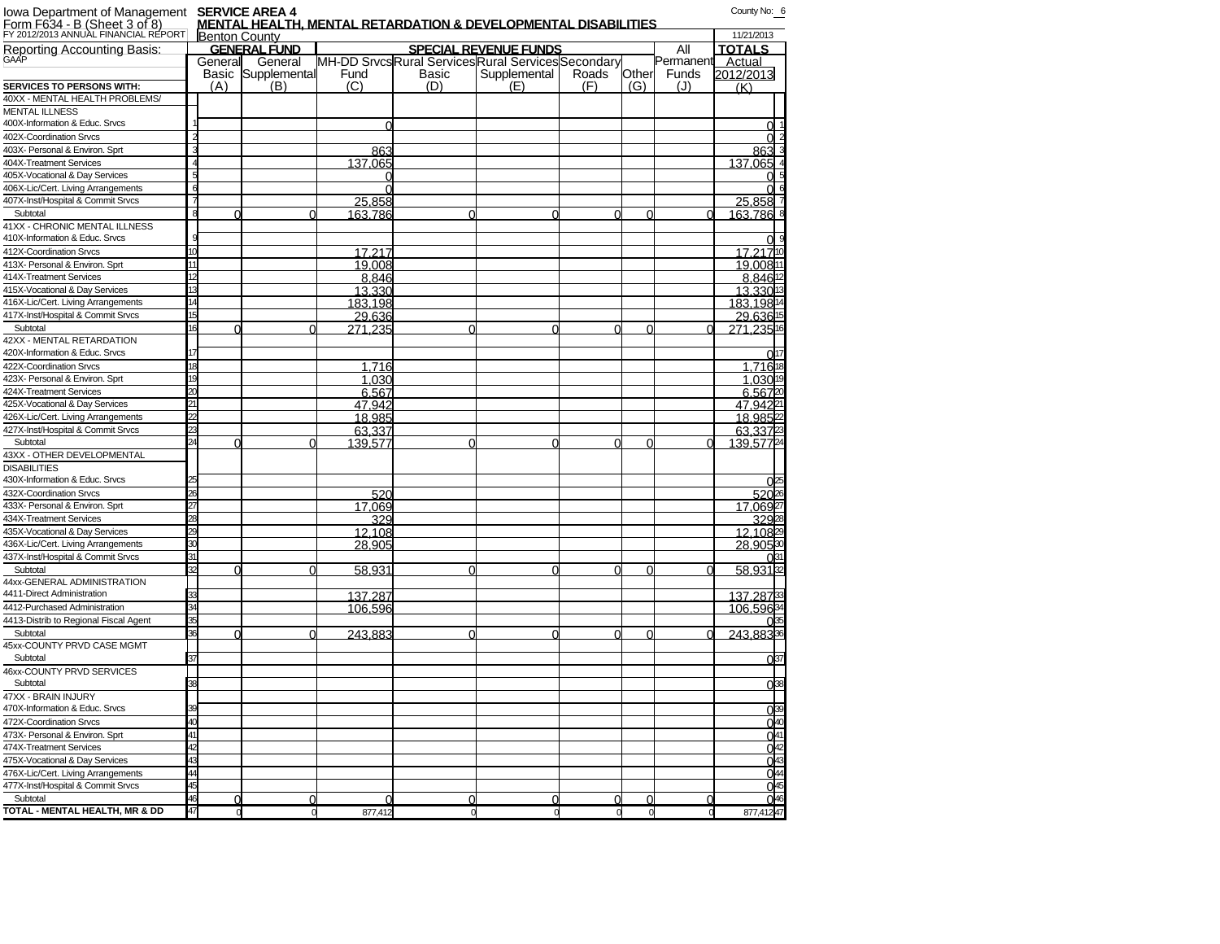Iowa Department of Management **SERVICE AREA 4** County No: 6

Form F634 - B (Sheet 3 of 8) **MENTAL HEALTH, MENTAL RETARDATION & DEVELOPMENTAL DISABILITIES**

FY 2012/2013 ANNUAL FINANCIAL REPORT Benton County 11/21/2013

Reporting Accounting Basis: GAAP

| SERVICES TO PERSONS WITH: | | GENERAL FUND | | SPECIAL REVENUE FUNDS | | | | | All Permanent Funds (J) | TOTALS Actual 2012/2013 (K) | |
|---|---|---|---|---|---|---|---|---|---|---|---|
| | | General Basic (A) | General Supplemental (B) | MH-DD Srvcs Fund (C) | Rural Services Basic (D) | Rural Services Supplemental (E) | Secondary Roads (F) | Other (G) | | | |
| 40XX - MENTAL HEALTH PROBLEMS/ MENTAL ILLNESS | | | | | | | | | | | |
| 400X-Information & Educ. Srvcs | 1 | | | 0 | | | | | | 0 | 1 |
| 402X-Coordination Srvcs | 2 | | | | | | | | | 0 | 2 |
| 403X- Personal & Environ. Sprt | 3 | | | 863 | | | | | | 863 | 3 |
| 404X-Treatment Services | 4 | | | 137,065 | | | | | | 137,065 | 4 |
| 405X-Vocational & Day Services | 5 | | | 0 | | | | | | 0 | 5 |
| 406X-Lic/Cert. Living Arrangements | 6 | | | 0 | | | | | | 0 | 6 |
| 407X-Inst/Hospital & Commit Srvcs | 7 | | | 25,858 | | | | | | 25,858 | 7 |
| Subtotal | 8 | 0 | 0 | 163,786 | 0 | 0 | 0 | 0 | 0 | 163,786 | 8 |
| 41XX - CHRONIC MENTAL ILLNESS | | | | | | | | | | | |
| 410X-Information & Educ. Srvcs | 9 | | | | | | | | | 0 | 9 |
| 412X-Coordination Srvcs | 10 | | | 17,217 | | | | | | 17,217 | 10 |
| 413X- Personal & Environ. Sprt | 11 | | | 19,008 | | | | | | 19,008 | 11 |
| 414X-Treatment Services | 12 | | | 8,846 | | | | | | 8,846 | 12 |
| 415X-Vocational & Day Services | 13 | | | 13,330 | | | | | | 13,330 | 13 |
| 416X-Lic/Cert. Living Arrangements | 14 | | | 183,198 | | | | | | 183,198 | 14 |
| 417X-Inst/Hospital & Commit Srvcs | 15 | | | 29,636 | | | | | | 29,636 | 15 |
| Subtotal | 16 | 0 | 0 | 271,235 | 0 | 0 | 0 | 0 | 0 | 271,235 | 16 |
| 42XX - MENTAL RETARDATION | | | | | | | | | | | |
| 420X-Information & Educ. Srvcs | 17 | | | | | | | | | 0 | 17 |
| 422X-Coordination Srvcs | 18 | | | 1,716 | | | | | | 1,716 | 18 |
| 423X- Personal & Environ. Sprt | 19 | | | 1,030 | | | | | | 1,030 | 19 |
| 424X-Treatment Services | 20 | | | 6,567 | | | | | | 6,567 | 20 |
| 425X-Vocational & Day Services | 21 | | | 47,942 | | | | | | 47,942 | 21 |
| 426X-Lic/Cert. Living Arrangements | 22 | | | 18,985 | | | | | | 18,985 | 22 |
| 427X-Inst/Hospital & Commit Srvcs | 23 | | | 63,337 | | | | | | 63,337 | 23 |
| Subtotal | 24 | 0 | 0 | 139,577 | 0 | 0 | 0 | 0 | 0 | 139,577 | 24 |
| 43XX - OTHER DEVELOPMENTAL DISABILITIES | | | | | | | | | | | |
| 430X-Information & Educ. Srvcs | 25 | | | | | | | | | 0 | 25 |
| 432X-Coordination Srvcs | 26 | | | 520 | | | | | | 520 | 26 |
| 433X- Personal & Environ. Sprt | 27 | | | 17,069 | | | | | | 17,069 | 27 |
| 434X-Treatment Services | 28 | | | 329 | | | | | | 329 | 28 |
| 435X-Vocational & Day Services | 29 | | | 12,108 | | | | | | 12,108 | 29 |
| 436X-Lic/Cert. Living Arrangements | 30 | | | 28,905 | | | | | | 28,905 | 30 |
| 437X-Inst/Hospital & Commit Srvcs | 31 | | | | | | | | | 0 | 31 |
| Subtotal | 32 | 0 | 0 | 58,931 | 0 | 0 | 0 | 0 | 0 | 58,931 | 32 |
| 44xx-GENERAL ADMINISTRATION | | | | | | | | | | | |
| 4411-Direct Administration | 33 | | | 137,287 | | | | | | 137,287 | 33 |
| 4412-Purchased Administration | 34 | | | 106,596 | | | | | | 106,596 | 34 |
| 4413-Distrib to Regional Fiscal Agent | 35 | | | | | | | | | 0 | 35 |
| Subtotal | 36 | 0 | 0 | 243,883 | 0 | 0 | 0 | 0 | 0 | 243,883 | 36 |
| 45xx-COUNTY PRVD CASE MGMT Subtotal | 37 | | | | | | | | | 0 | 37 |
| 46xx-COUNTY PRVD SERVICES Subtotal | 38 | | | | | | | | | 0 | 38 |
| 47XX - BRAIN INJURY | | | | | | | | | | | |
| 470X-Information & Educ. Srvcs | 39 | | | | | | | | | 0 | 39 |
| 472X-Coordination Srvcs | 40 | | | | | | | | | 0 | 40 |
| 473X- Personal & Environ. Sprt | 41 | | | | | | | | | 0 | 41 |
| 474X-Treatment Services | 42 | | | | | | | | | 0 | 42 |
| 475X-Vocational & Day Services | 43 | | | | | | | | | 0 | 43 |
| 476X-Lic/Cert. Living Arrangements | 44 | | | | | | | | | 0 | 44 |
| 477X-Inst/Hospital & Commit Srvcs | 45 | | | | | | | | | 0 | 45 |
| Subtotal | 46 | 0 | 0 | 0 | 0 | 0 | 0 | 0 | 0 | 0 | 46 |
| TOTAL - MENTAL HEALTH, MR & DD | 47 | 0 | 0 | 877,412 | 0 | 0 | 0 | 0 | 0 | 877,412 | 47 |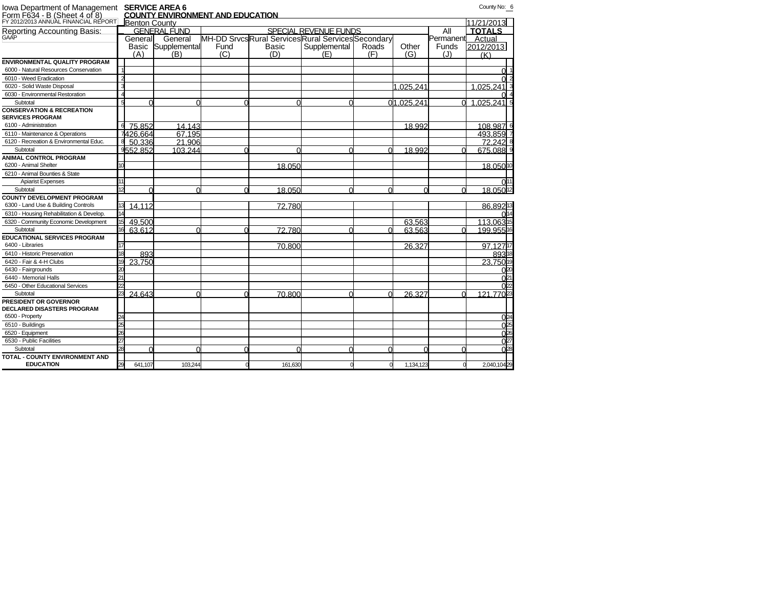Iowa Department of Management
Form F634 - B (Sheet 4 of 8)
FY 2012/2013 ANNUAL FINANCIAL REPORT

**SERVICE AREA 6**
**COUNTY ENVIRONMENT AND EDUCATION**

Benton County

County No: 6

11/21/2013

Reporting Accounting Basis: GAAP

| | | GENERAL FUND | | SPECIAL REVENUE FUNDS | | | | | All | TOTALS | |
|---|---|---|---|---|---|---|---|---|---|---|---|
| | | General Basic (A) | General Supplemental (B) | MH-DD Srvcs Fund (C) | Rural Services Basic (D) | Rural Services Supplemental (E) | Secondary Roads (F) | Other (G) | Permanent Funds (J) | Actual 2012/2013 (K) | |
| **ENVIRONMENTAL QUALITY PROGRAM** | | | | | | | | | | | |
| 6000 - Natural Resources Conservation | 1 | | | | | | | | | 0 | 1 |
| 6010 - Weed Eradication | 2 | | | | | | | | | 0 | 2 |
| 6020 - Solid Waste Disposal | 3 | | | | | | | 1,025,241 | | 1,025,241 | 3 |
| 6030 - Environmental Restoration | 4 | | | | | | | | | 0 | 4 |
| Subtotal | 5 | 0 | 0 | 0 | 0 | 0 | 0 | 1,025,241 | 0 | 1,025,241 | 5 |
| **CONSERVATION & RECREATION SERVICES PROGRAM** | | | | | | | | | | | |
| 6100 - Administration | 6 | 75,852 | 14,143 | | | | | 18,992 | | 108,987 | 6 |
| 6110 - Maintenance & Operations | 7 | 426,664 | 67,195 | | | | | | | 493,859 | 7 |
| 6120 - Recreation & Environmental Educ. | 8 | 50,336 | 21,906 | | | | | | | 72,242 | 8 |
| Subtotal | 9 | 552,852 | 103,244 | 0 | 0 | 0 | 0 | 18,992 | 0 | 675,088 | 9 |
| **ANIMAL CONTROL PROGRAM** | | | | | | | | | | | |
| 6200 - Animal Shelter | 10 | | | | 18,050 | | | | | 18,050 | 10 |
| 6210 - Animal Bounties & State Apiarist Expenses | 11 | | | | | | | | | 0 | 11 |
| Subtotal | 12 | 0 | 0 | 0 | 18,050 | 0 | 0 | 0 | 0 | 18,050 | 12 |
| **COUNTY DEVELOPMENT PROGRAM** | | | | | | | | | | | |
| 6300 - Land Use & Building Controls | 13 | 14,112 | | | 72,780 | | | | | 86,892 | 13 |
| 6310 - Housing Rehabilitation & Develop. | 14 | | | | | | | | | 0 | 14 |
| 6320 - Community Economic Development | 15 | 49,500 | | | | | | 63,563 | | 113,063 | 15 |
| Subtotal | 16 | 63,612 | 0 | 0 | 72,780 | 0 | 0 | 63,563 | 0 | 199,955 | 16 |
| **EDUCATIONAL SERVICES PROGRAM** | | | | | | | | | | | |
| 6400 - Libraries | 17 | | | | 70,800 | | | 26,327 | | 97,127 | 17 |
| 6410 - Historic Preservation | 18 | 893 | | | | | | | | 893 | 18 |
| 6420 - Fair & 4-H Clubs | 19 | 23,750 | | | | | | | | 23,750 | 19 |
| 6430 - Fairgrounds | 20 | | | | | | | | | 0 | 20 |
| 6440 - Memorial Halls | 21 | | | | | | | | | 0 | 21 |
| 6450 - Other Educational Services | 22 | | | | | | | | | 0 | 22 |
| Subtotal | 23 | 24,643 | 0 | 0 | 70,800 | 0 | 0 | 26,327 | 0 | 121,770 | 23 |
| **PRESIDENT OR GOVERNOR DECLARED DISASTERS PROGRAM** | | | | | | | | | | | |
| 6500 - Property | 24 | | | | | | | | | 0 | 24 |
| 6510 - Buildings | 25 | | | | | | | | | 0 | 25 |
| 6520 - Equipment | 26 | | | | | | | | | 0 | 26 |
| 6530 - Public Facilities | 27 | | | | | | | | | 0 | 27 |
| Subtotal | 28 | 0 | 0 | 0 | 0 | 0 | 0 | 0 | 0 | 0 | 28 |
| **TOTAL - COUNTY ENVIRONMENT AND EDUCATION** | 29 | 641,107 | 103,244 | 0 | 161,630 | 0 | 0 | 1,134,123 | 0 | 2,040,104 | 29 |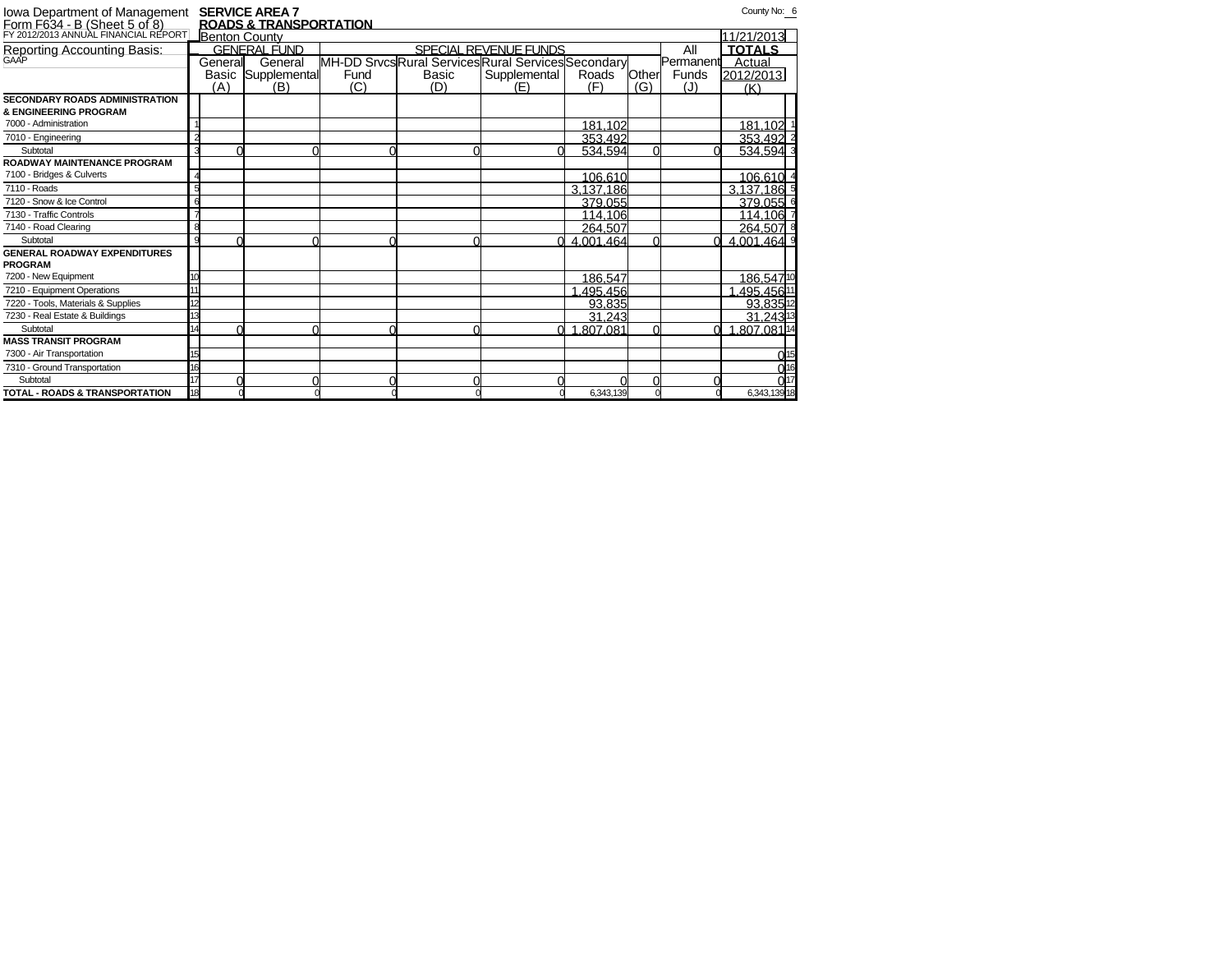Iowa Department of Management
Form F634 - B (Sheet 5 of 8)
FY 2012/2013 ANNUAL FINANCIAL REPORT

**SERVICE AREA 7**
**ROADS & TRANSPORTATION**

County No: 6

Benton County

11/21/2013

Reporting Accounting Basis: GAAP

| | | GENERAL FUND | | SPECIAL REVENUE FUNDS | | | | | All | TOTALS | |
|---|---|---|---|---|---|---|---|---|---|---|---|
| | | General Basic (A) | General Supplemental (B) | MH-DD Srvcs Fund (C) | Rural Services Basic (D) | Rural Services Supplemental (E) | Secondary Roads (F) | Other (G) | Permanent Funds (J) | Actual 2012/2013 (K) | |
| **SECONDARY ROADS ADMINISTRATION & ENGINEERING PROGRAM** | | | | | | | | | | | |
| 7000 - Administration | 1 | | | | | | 181,102 | | | 181,102 | 1 |
| 7010 - Engineering | 2 | | | | | | 353,492 | | | 353,492 | 2 |
| Subtotal | 3 | 0 | 0 | 0 | 0 | 0 | 534,594 | 0 | 0 | 534,594 | 3 |
| **ROADWAY MAINTENANCE PROGRAM** | | | | | | | | | | | |
| 7100 - Bridges & Culverts | 4 | | | | | | 106,610 | | | 106,610 | 4 |
| 7110 - Roads | 5 | | | | | | 3,137,186 | | | 3,137,186 | 5 |
| 7120 - Snow & Ice Control | 6 | | | | | | 379,055 | | | 379,055 | 6 |
| 7130 - Traffic Controls | 7 | | | | | | 114,106 | | | 114,106 | 7 |
| 7140 - Road Clearing | 8 | | | | | | 264,507 | | | 264,507 | 8 |
| Subtotal | 9 | 0 | 0 | 0 | 0 | 0 | 4,001,464 | 0 | 0 | 4,001,464 | 9 |
| **GENERAL ROADWAY EXPENDITURES PROGRAM** | | | | | | | | | | | |
| 7200 - New Equipment | 10 | | | | | | 186,547 | | | 186,547 | 10 |
| 7210 - Equipment Operations | 11 | | | | | | 1,495,456 | | | 1,495,456 | 11 |
| 7220 - Tools, Materials & Supplies | 12 | | | | | | 93,835 | | | 93,835 | 12 |
| 7230 - Real Estate & Buildings | 13 | | | | | | 31,243 | | | 31,243 | 13 |
| Subtotal | 14 | 0 | 0 | 0 | 0 | 0 | 1,807,081 | 0 | 0 | 1,807,081 | 14 |
| **MASS TRANSIT PROGRAM** | | | | | | | | | | | |
| 7300 - Air Transportation | 15 | | | | | | | | | 0 | 15 |
| 7310 - Ground Transportation | 16 | | | | | | | | | 0 | 16 |
| Subtotal | 17 | 0 | 0 | 0 | 0 | 0 | 0 | 0 | 0 | 0 | 17 |
| **TOTAL - ROADS & TRANSPORTATION** | 18 | 0 | 0 | 0 | 0 | 0 | 6,343,139 | 0 | 0 | 6,343,139 | 18 |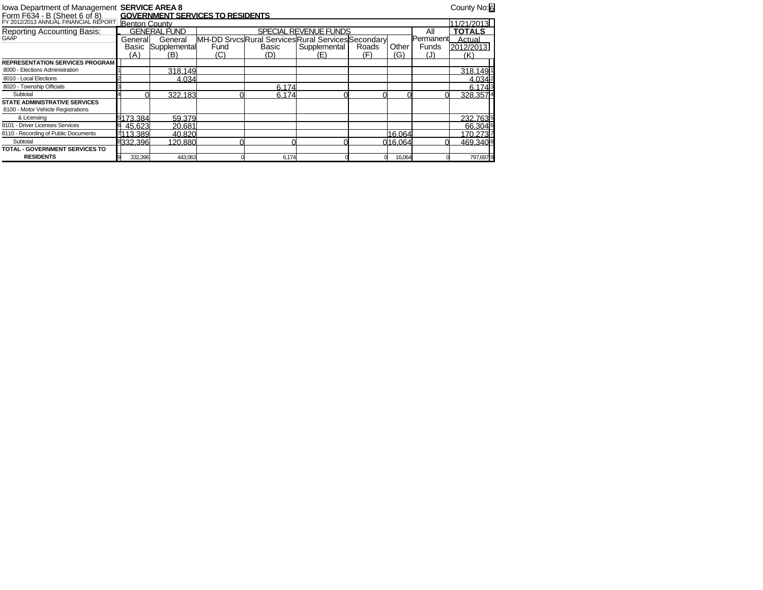Iowa Department of Management **SERVICE AREA 8** County No: 6

Form F634 - B (Sheet 6 of 8) **GOVERNMENT SERVICES TO RESIDENTS**

FY 2012/2013 ANNUAL FINANCIAL REPORT Benton County 11/21/2013

Reporting Accounting Basis: GAAP

| | | GENERAL FUND | | SPECIAL REVENUE FUNDS | | | | | All | TOTALS | |
|---|---|---|---|---|---|---|---|---|---|---|---|
| | | General Basic (A) | General Supplemental (B) | MH-DD Srvcs Fund (C) | Rural Services Basic (D) | Rural Services Supplemental (E) | Secondary Roads (F) | Other (G) | Permanent Funds (J) | Actual 2012/2013 (K) | |
| **REPRESENTATION SERVICES PROGRAM** | | | | | | | | | | | |
| 8000 - Elections Administration | 1 | | 318,149 | | | | | | | 318,149 | 1 |
| 8010 - Local Elections | 2 | | 4,034 | | | | | | | 4,034 | 2 |
| 8020 - Township Officials | 3 | | | | 6,174 | | | | | 6,174 | 3 |
| Subtotal | 4 | 0 | 322,183 | 0 | 6,174 | 0 | 0 | 0 | 0 | 328,357 | 4 |
| **STATE ADMINISTRATIVE SERVICES** | | | | | | | | | | | |
| 8100 - Motor Vehicle Registrations & Licensing | 5 | 173,384 | 59,379 | | | | | | | 232,763 | 5 |
| 8101 - Driver Licenses Services | 6 | 45,623 | 20,681 | | | | | | | 66,304 | 6 |
| 8110 - Recording of Public Documents | 7 | 113,389 | 40,820 | | | | | 16,064 | | 170,273 | 7 |
| Subtotal | 8 | 332,396 | 120,880 | 0 | 0 | 0 | 0 | 16,064 | 0 | 469,340 | 8 |
| **TOTAL - GOVERNMENT SERVICES TO RESIDENTS** | 9 | 332,396 | 443,063 | 0 | 6,174 | 0 | 0 | 16,064 | 0 | 797,697 | 9 |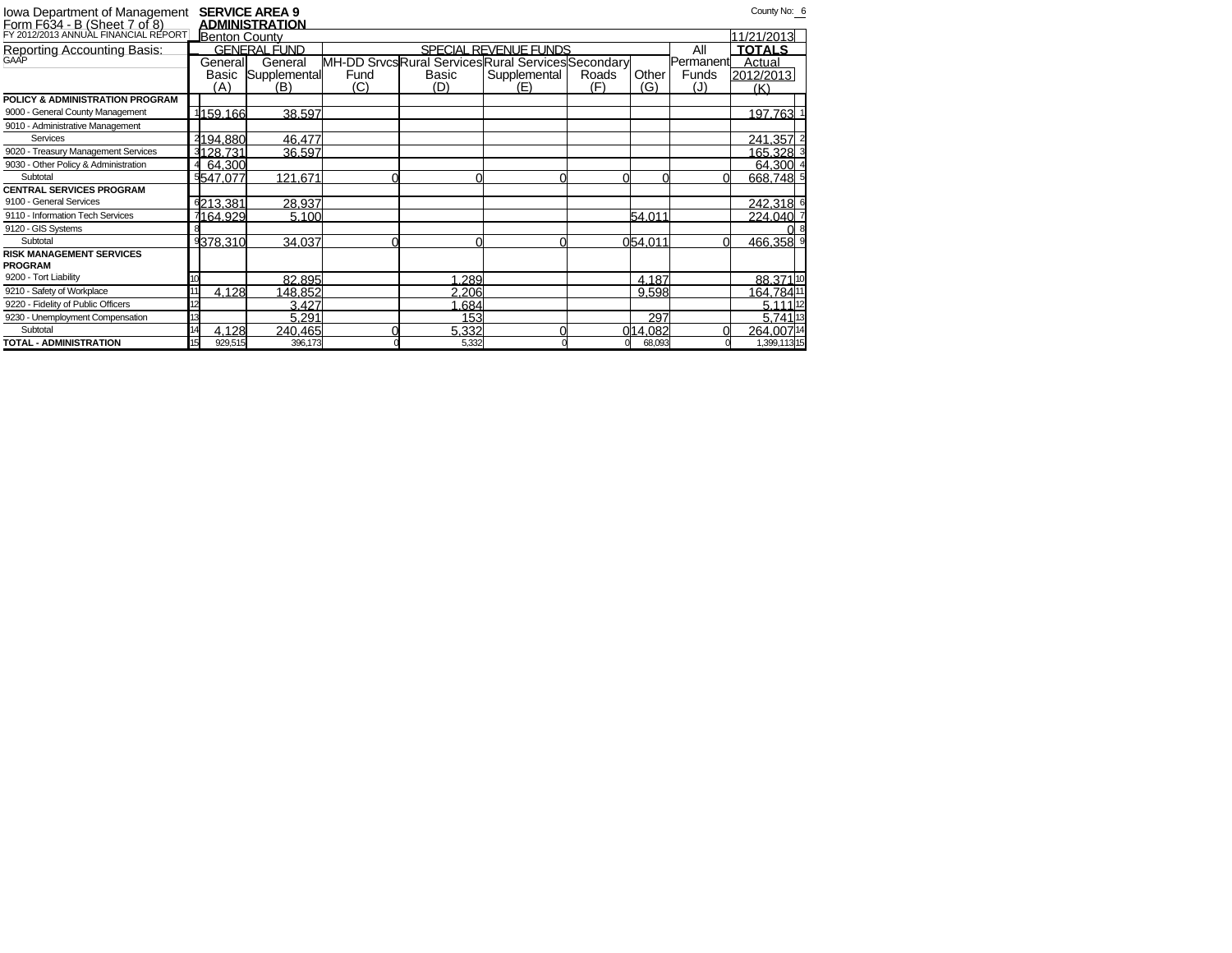Iowa Department of Management **SERVICE AREA 9**
Form F634 - B (Sheet 7 of 8) **ADMINISTRATION**
FY 2012/2013 ANNUAL FINANCIAL REPORT Benton County

County No: 6

11/21/2013

Reporting Accounting Basis: GAAP

| | | GENERAL FUND | | SPECIAL REVENUE FUNDS | | | | | All | TOTALS | |
|---|---|---|---|---|---|---|---|---|---|---|---|
| | | General Basic (A) | General Supplemental (B) | MH-DD Srvcs Fund (C) | Rural Services Basic (D) | Rural Services Supplemental (E) | Secondary Roads (F) | Other (G) | Permanent Funds (J) | Actual 2012/2013 (K) | |
| **POLICY & ADMINISTRATION PROGRAM** | | | | | | | | | | | |
| 9000 - General County Management | 1 | 159,166 | 38,597 | | | | | | | 197,763 | 1 |
| 9010 - Administrative Management Services | 2 | 194,880 | 46,477 | | | | | | | 241,357 | 2 |
| 9020 - Treasury Management Services | 3 | 128,731 | 36,597 | | | | | | | 165,328 | 3 |
| 9030 - Other Policy & Administration | 4 | 64,300 | | | | | | | | 64,300 | 4 |
| Subtotal | 5 | 547,077 | 121,671 | 0 | 0 | 0 | 0 | 0 | 0 | 668,748 | 5 |
| **CENTRAL SERVICES PROGRAM** | | | | | | | | | | | |
| 9100 - General Services | 6 | 213,381 | 28,937 | | | | | | | 242,318 | 6 |
| 9110 - Information Tech Services | 7 | 164,929 | 5,100 | | | | | 54,011 | | 224,040 | 7 |
| 9120 - GIS Systems | 8 | | | | | | | | | 0 | 8 |
| Subtotal | 9 | 378,310 | 34,037 | 0 | 0 | 0 | 0 | 54,011 | 0 | 466,358 | 9 |
| **RISK MANAGEMENT SERVICES PROGRAM** | | | | | | | | | | | |
| 9200 - Tort Liability | 10 | | 82,895 | | 1,289 | | | 4,187 | | 88,371 | 10 |
| 9210 - Safety of Workplace | 11 | 4,128 | 148,852 | | 2,206 | | | 9,598 | | 164,784 | 11 |
| 9220 - Fidelity of Public Officers | 12 | | 3,427 | | 1,684 | | | | | 5,111 | 12 |
| 9230 - Unemployment Compensation | 13 | | 5,291 | | 153 | | | 297 | | 5,741 | 13 |
| Subtotal | 14 | 4,128 | 240,465 | 0 | 5,332 | 0 | 0 | 14,082 | 0 | 264,007 | 14 |
| **TOTAL - ADMINISTRATION** | 15 | 929,515 | 396,173 | 0 | 5,332 | 0 | 0 | 68,093 | 0 | 1,399,113 | 15 |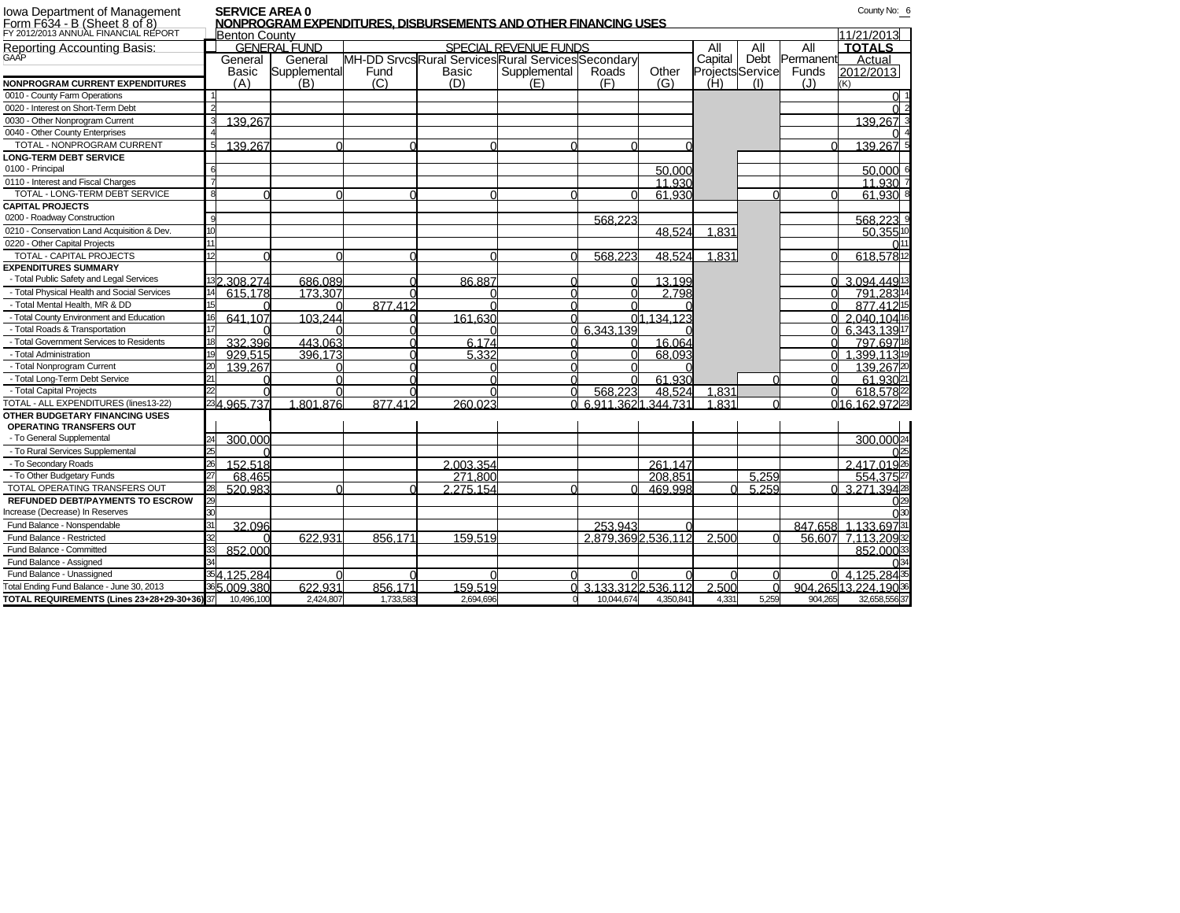Iowa Department of Management
Form F634 - B (Sheet 8 of 8)
FY 2012/2013 ANNUAL FINANCIAL REPORT

**SERVICE AREA 0**
**NONPROGRAM EXPENDITURES, DISBURSEMENTS AND OTHER FINANCING USES**

County No: 6

Benton County — 11/21/2013

Reporting Accounting Basis: GAAP

| | Line | GENERAL FUND General Basic (A) | GENERAL FUND General Supplemental (B) | SPECIAL REVENUE FUNDS MH-DD Srvcs Fund (C) | SPECIAL REVENUE FUNDS Rural Services Basic (D) | SPECIAL REVENUE FUNDS Rural Services Supplemental (E) | SPECIAL REVENUE FUNDS Secondary Roads (F) | SPECIAL REVENUE FUNDS Other (G) | All Capital Projects (H) | All Debt Service (I) | All Permanent Funds (J) | TOTALS Actual 2012/2013 (K) | Line |
|---|---|---|---|---|---|---|---|---|---|---|---|---|---|
| **NONPROGRAM CURRENT EXPENDITURES** | | | | | | | | | | | | | |
| 0010 - County Farm Operations | 1 | | | | | | | | | | | 0 | 1 |
| 0020 - Interest on Short-Term Debt | 2 | | | | | | | | | | | 0 | 2 |
| 0030 - Other Nonprogram Current | 3 | 139,267 | | | | | | | | | | 139,267 | 3 |
| 0040 - Other County Enterprises | 4 | | | | | | | | | | | 0 | 4 |
| TOTAL - NONPROGRAM CURRENT | 5 | 139,267 | 0 | 0 | 0 | 0 | 0 | 0 | | | 0 | 139,267 | 5 |
| **LONG-TERM DEBT SERVICE** | | | | | | | | | | | | | |
| 0100 - Principal | 6 | | | | | | | 50,000 | | | | 50,000 | 6 |
| 0110 - Interest and Fiscal Charges | 7 | | | | | | | 11,930 | | | | 11,930 | 7 |
| TOTAL - LONG-TERM DEBT SERVICE | 8 | 0 | 0 | 0 | 0 | 0 | 0 | 61,930 | | 0 | 0 | 61,930 | 8 |
| **CAPITAL PROJECTS** | | | | | | | | | | | | | |
| 0200 - Roadway Construction | 9 | | | | | | 568,223 | | | | | 568,223 | 9 |
| 0210 - Conservation Land Acquisition & Dev. | 10 | | | | | | | 48,524 | 1,831 | | | 50,355 | 10 |
| 0220 - Other Capital Projects | 11 | | | | | | | | | | | 0 | 11 |
| TOTAL - CAPITAL PROJECTS | 12 | 0 | 0 | 0 | 0 | 0 | 568,223 | 48,524 | 1,831 | | 0 | 618,578 | 12 |
| **EXPENDITURES SUMMARY** | | | | | | | | | | | | | |
| - Total Public Safety and Legal Services | 13 | 2,308,274 | 686,089 | 0 | 86,887 | 0 | 0 | 13,199 | | | 0 | 3,094,449 | 13 |
| - Total Physical Health and Social Services | 14 | 615,178 | 173,307 | 0 | 0 | 0 | 0 | 2,798 | | | 0 | 791,283 | 14 |
| - Total Mental Health, MR & DD | 15 | 0 | 0 | 877,412 | 0 | 0 | 0 | 0 | | | 0 | 877,412 | 15 |
| - Total County Environment and Education | 16 | 641,107 | 103,244 | 0 | 161,630 | 0 | 0 | 1,134,123 | | | 0 | 2,040,104 | 16 |
| - Total Roads & Transportation | 17 | 0 | 0 | 0 | 0 | 0 | 6,343,139 | 0 | | | 0 | 6,343,139 | 17 |
| - Total Government Services to Residents | 18 | 332,396 | 443,063 | 0 | 6,174 | 0 | 0 | 16,064 | | | 0 | 797,697 | 18 |
| - Total Administration | 19 | 929,515 | 396,173 | 0 | 5,332 | 0 | 0 | 68,093 | | | 0 | 1,399,113 | 19 |
| - Total Nonprogram Current | 20 | 139,267 | 0 | 0 | 0 | 0 | 0 | 0 | | | 0 | 139,267 | 20 |
| - Total Long-Term Debt Service | 21 | 0 | 0 | 0 | 0 | 0 | 0 | 61,930 | | 0 | 0 | 61,930 | 21 |
| - Total Capital Projects | 22 | 0 | 0 | 0 | 0 | 0 | 568,223 | 48,524 | 1,831 | | 0 | 618,578 | 22 |
| TOTAL - ALL EXPENDITURES (lines13-22) | 23 | 4,965,737 | 1,801,876 | 877,412 | 260,023 | 0 | 6,911,362 | 1,344,731 | 1,831 | 0 | 0 | 16,162,972 | 23 |
| **OTHER BUDGETARY FINANCING USES** | | | | | | | | | | | | | |
| **OPERATING TRANSFERS OUT** | | | | | | | | | | | | | |
| - To General Supplemental | 24 | 300,000 | | | | | | | | | | 300,000 | 24 |
| - To Rural Services Supplemental | 25 | 0 | | | | | | | | | | 0 | 25 |
| - To Secondary Roads | 26 | 152,518 | | | 2,003,354 | | | 261,147 | | | | 2,417,019 | 26 |
| - To Other Budgetary Funds | 27 | 68,465 | | | 271,800 | | | 208,851 | | 5,259 | | 554,375 | 27 |
| TOTAL OPERATING TRANSFERS OUT | 28 | 520,983 | 0 | 0 | 2,275,154 | 0 | 0 | 469,998 | 0 | 5,259 | 0 | 3,271,394 | 28 |
| **REFUNDED DEBT/PAYMENTS TO ESCROW** | 29 | | | | | | | | | | | 0 | 29 |
| Increase (Decrease) In Reserves | 30 | | | | | | | | | | | 0 | 30 |
| Fund Balance - Nonspendable | 31 | 32,096 | | | | | 253,943 | 0 | | | 847,658 | 1,133,697 | 31 |
| Fund Balance - Restricted | 32 | 0 | 622,931 | 856,171 | 159,519 | | 2,879,369 | 2,536,112 | 2,500 | 0 | 56,607 | 7,113,209 | 32 |
| Fund Balance - Committed | 33 | 852,000 | | | | | | | | | | 852,000 | 33 |
| Fund Balance - Assigned | 34 | | | | | | | | | | | 0 | 34 |
| Fund Balance - Unassigned | 35 | 4,125,284 | 0 | 0 | 0 | 0 | 0 | 0 | 0 | 0 | 0 | 4,125,284 | 35 |
| Total Ending Fund Balance - June 30, 2013 | 36 | 5,009,380 | 622,931 | 856,171 | 159,519 | 0 | 3,133,312 | 2,536,112 | 2,500 | 0 | 904,265 | 13,224,190 | 36 |
| **TOTAL REQUIREMENTS (Lines 23+28+29+30+36)** | 37 | 10,496,100 | 2,424,807 | 1,733,583 | 2,694,696 | 0 | 10,044,674 | 4,350,841 | 4,331 | 5,259 | 904,265 | 32,658,556 | 37 |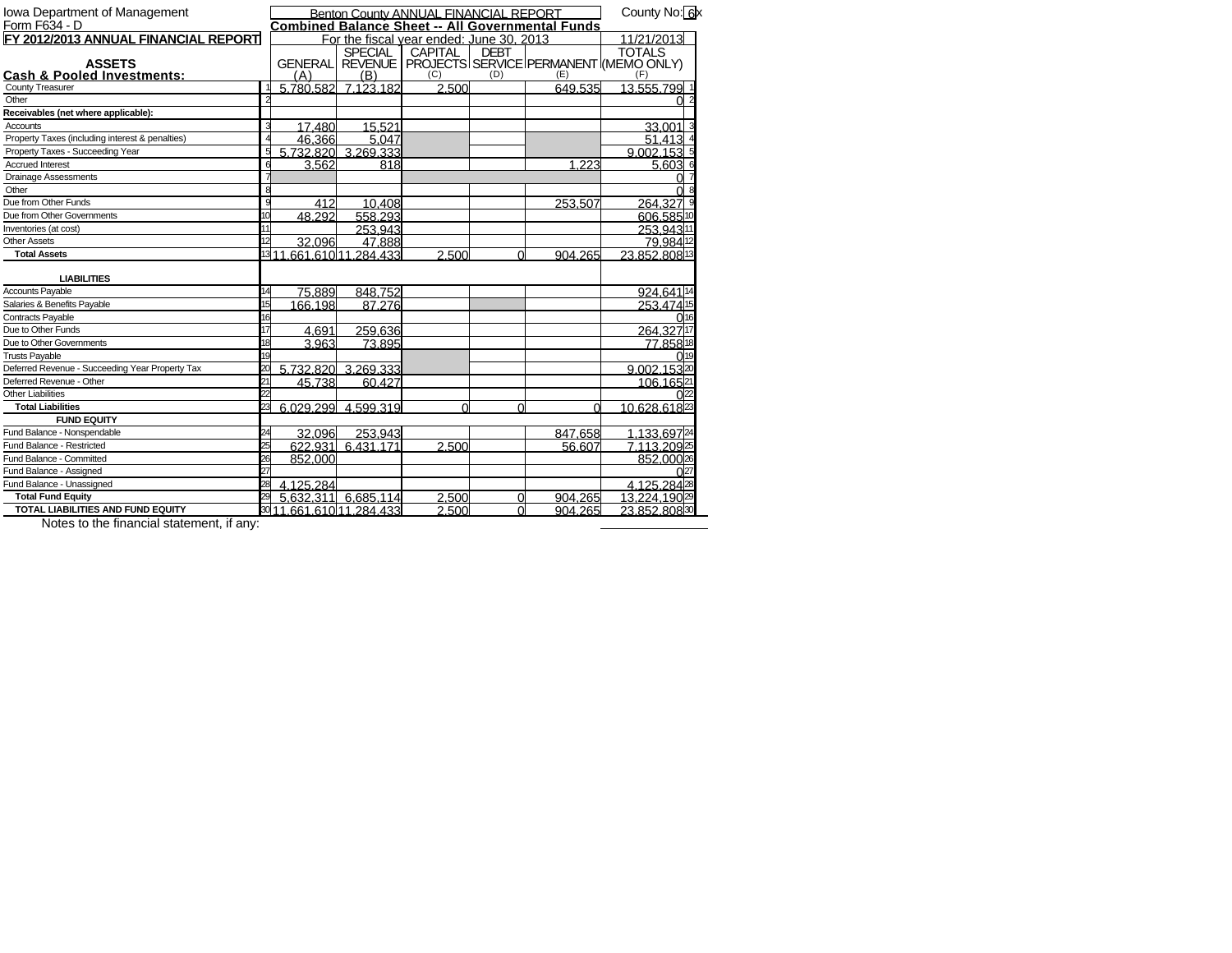Iowa Department of Management
Form F634 - D

**FY 2012/2013 ANNUAL FINANCIAL REPORT**

Benton County ANNUAL FINANCIAL REPORT

**Combined Balance Sheet -- All Governmental Funds**

For the fiscal year ended: June 30, 2013

County No: 6x

11/21/2013

| ASSETS | | GENERAL (A) | SPECIAL REVENUE (B) | CAPITAL PROJECTS (C) | DEBT SERVICE (D) | PERMANENT (E) | TOTALS (MEMO ONLY) (F) | |
|---|---|---|---|---|---|---|---|---|
| **Cash & Pooled Investments:** | | | | | | | | |
| County Treasurer | 1 | 5,780,582 | 7,123,182 | 2,500 | | 649,535 | 13,555,799 | 1 |
| Other | 2 | | | | | | 0 | 2 |
| **Receivables (net where applicable):** | | | | | | | | |
| Accounts | 3 | 17,480 | 15,521 | | | | 33,001 | 3 |
| Property Taxes (including interest & penalties) | 4 | 46,366 | 5,047 | | | | 51,413 | 4 |
| Property Taxes - Succeeding Year | 5 | 5,732,820 | 3,269,333 | | | | 9,002,153 | 5 |
| Accrued Interest | 6 | 3,562 | 818 | | | 1,223 | 5,603 | 6 |
| Drainage Assessments | 7 | | | | | | 0 | 7 |
| Other | 8 | | | | | | 0 | 8 |
| Due from Other Funds | 9 | 412 | 10,408 | | | 253,507 | 264,327 | 9 |
| Due from Other Governments | 10 | 48,292 | 558,293 | | | | 606,585 | 10 |
| Inventories (at cost) | 11 | | 253,943 | | | | 253,943 | 11 |
| Other Assets | 12 | 32,096 | 47,888 | | | | 79,984 | 12 |
| **Total Assets** | 13 | 11,661,610 | 11,284,433 | 2,500 | 0 | 904,265 | 23,852,808 | 13 |
| **LIABILITIES** | | | | | | | | |
| Accounts Payable | 14 | 75,889 | 848,752 | | | | 924,641 | 14 |
| Salaries & Benefits Payable | 15 | 166,198 | 87,276 | | | | 253,474 | 15 |
| Contracts Payable | 16 | | | | | | 0 | 16 |
| Due to Other Funds | 17 | 4,691 | 259,636 | | | | 264,327 | 17 |
| Due to Other Governments | 18 | 3,963 | 73,895 | | | | 77,858 | 18 |
| Trusts Payable | 19 | | | | | | 0 | 19 |
| Deferred Revenue - Succeeding Year Property Tax | 20 | 5,732,820 | 3,269,333 | | | | 9,002,153 | 20 |
| Deferred Revenue - Other | 21 | 45,738 | 60,427 | | | | 106,165 | 21 |
| Other Liabilities | 22 | | | | | | 0 | 22 |
| **Total Liabilities** | 23 | 6,029,299 | 4,599,319 | 0 | 0 | 0 | 10,628,618 | 23 |
| **FUND EQUITY** | | | | | | | | |
| Fund Balance - Nonspendable | 24 | 32,096 | 253,943 | | | 847,658 | 1,133,697 | 24 |
| Fund Balance - Restricted | 25 | 622,931 | 6,431,171 | 2,500 | | 56,607 | 7,113,209 | 25 |
| Fund Balance - Committed | 26 | 852,000 | | | | | 852,000 | 26 |
| Fund Balance - Assigned | 27 | | | | | | 0 | 27 |
| Fund Balance - Unassigned | 28 | 4,125,284 | | | | | 4,125,284 | 28 |
| **Total Fund Equity** | 29 | 5,632,311 | 6,685,114 | 2,500 | 0 | 904,265 | 13,224,190 | 29 |
| **TOTAL LIABILITIES AND FUND EQUITY** | 30 | 11,661,610 | 11,284,433 | 2,500 | 0 | 904,265 | 23,852,808 | 30 |

Notes to the financial statement, if any: